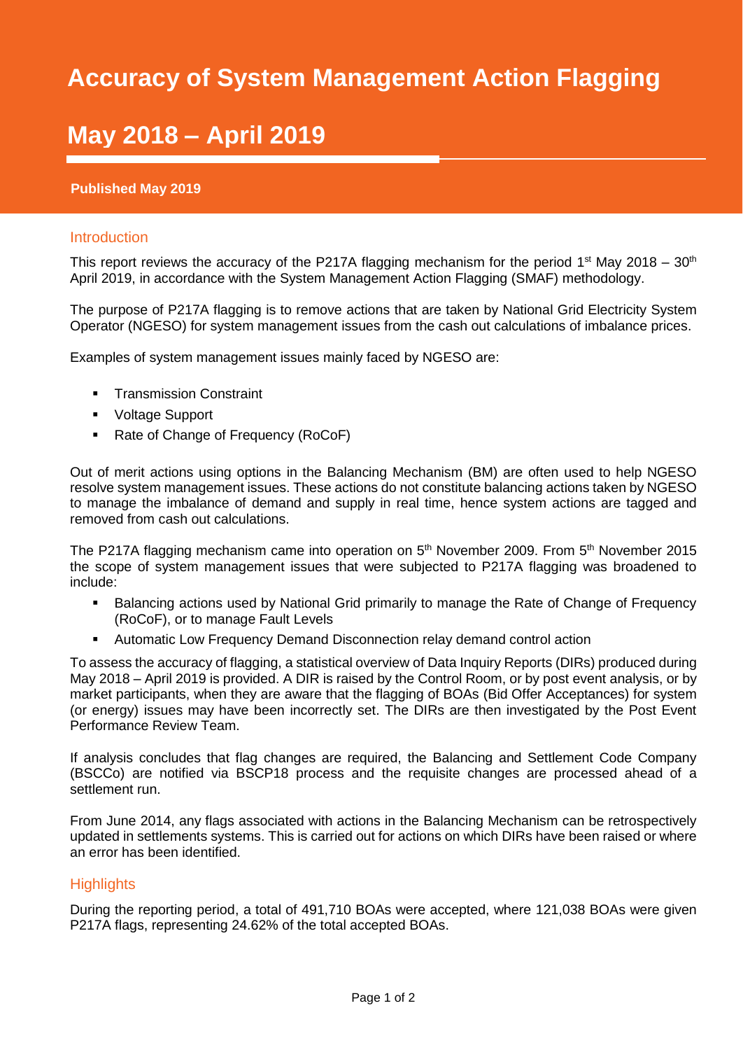# Accuracy of System Management Action Flagging

# May 2018 – April 2019

**Published May 2019**

## Introduction

This report reviews the accuracy of the P217A flagging mechanism for the period 1st May 2018 – 30th April 2019, in accordance with the System Management Action Flagging (SMAF) methodology.

The purpose of P217A flagging is to remove actions that are taken by National Grid Electricity System Operator (NGESO) for system management issues from the cash out calculations of imbalance prices.

Examples of system management issues mainly faced by NGESO are:

- Transmission Constraint
- Voltage Support
- Rate of Change of Frequency (RoCoF)

Out of merit actions using options in the Balancing Mechanism (BM) are often used to help NGESO resolve system management issues. These actions do not constitute balancing actions taken by NGESO to manage the imbalance of demand and supply in real time, hence system actions are tagged and removed from cash out calculations.

The P217A flagging mechanism came into operation on 5th November 2009. From 5th November 2015 the scope of system management issues that were subjected to P217A flagging was broadened to include:

- Balancing actions used by National Grid primarily to manage the Rate of Change of Frequency (RoCoF), or to manage Fault Levels
- Automatic Low Frequency Demand Disconnection relay demand control action

To assess the accuracy of flagging, a statistical overview of Data Inquiry Reports (DIRs) produced during May 2018 – April 2019 is provided. A DIR is raised by the Control Room, or by post event analysis, or by market participants, when they are aware that the flagging of BOAs (Bid Offer Acceptances) for system (or energy) issues may have been incorrectly set. The DIRs are then investigated by the Post Event Performance Review Team.

If analysis concludes that flag changes are required, the Balancing and Settlement Code Company (BSCCo) are notified via BSCP18 process and the requisite changes are processed ahead of a settlement run.

From June 2014, any flags associated with actions in the Balancing Mechanism can be retrospectively updated in settlements systems. This is carried out for actions on which DIRs have been raised or where an error has been identified.

## Highlights

During the reporting period, a total of 491,710 BOAs were accepted, where 121,038 BOAs were given P217A flags, representing 24.62% of the total accepted BOAs.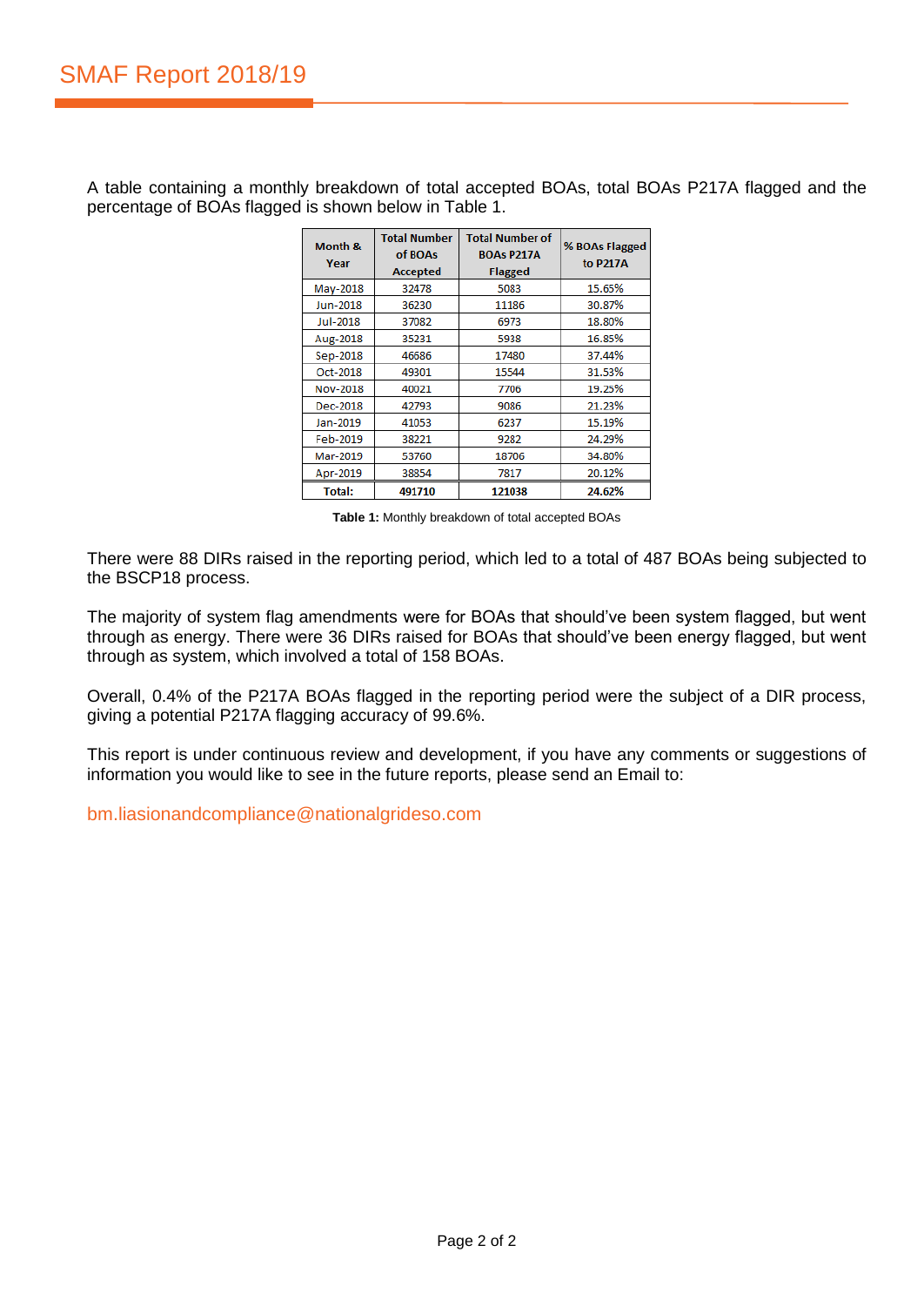A table containing a monthly breakdown of total accepted BOAs, total BOAs P217A flagged and the percentage of BOAs flagged is shown below in Table 1.

| Month & Year | Total Number of BOAs Accepted | Total Number of BOAs P217A Flagged | % BOAs Flagged to P217A |
|---|---|---|---|
| May-2018 | 32478 | 5083 | 15.65% |
| Jun-2018 | 36230 | 11186 | 30.87% |
| Jul-2018 | 37082 | 6973 | 18.80% |
| Aug-2018 | 35231 | 5938 | 16.85% |
| Sep-2018 | 46686 | 17480 | 37.44% |
| Oct-2018 | 49301 | 15544 | 31.53% |
| Nov-2018 | 40021 | 7706 | 19.25% |
| Dec-2018 | 42793 | 9086 | 21.23% |
| Jan-2019 | 41053 | 6237 | 15.19% |
| Feb-2019 | 38221 | 9282 | 24.29% |
| Mar-2019 | 53760 | 18706 | 34.80% |
| Apr-2019 | 38854 | 7817 | 20.12% |
| **Total:** | **491710** | **121038** | **24.62%** |

**Table 1:** Monthly breakdown of total accepted BOAs

There were 88 DIRs raised in the reporting period, which led to a total of 487 BOAs being subjected to the BSCP18 process.

The majority of system flag amendments were for BOAs that should've been system flagged, but went through as energy. There were 36 DIRs raised for BOAs that should've been energy flagged, but went through as system, which involved a total of 158 BOAs.

Overall, 0.4% of the P217A BOAs flagged in the reporting period were the subject of a DIR process, giving a potential P217A flagging accuracy of 99.6%.

This report is under continuous review and development, if you have any comments or suggestions of information you would like to see in the future reports, please send an Email to:

bm.liasionandcompliance@nationalgrideso.com